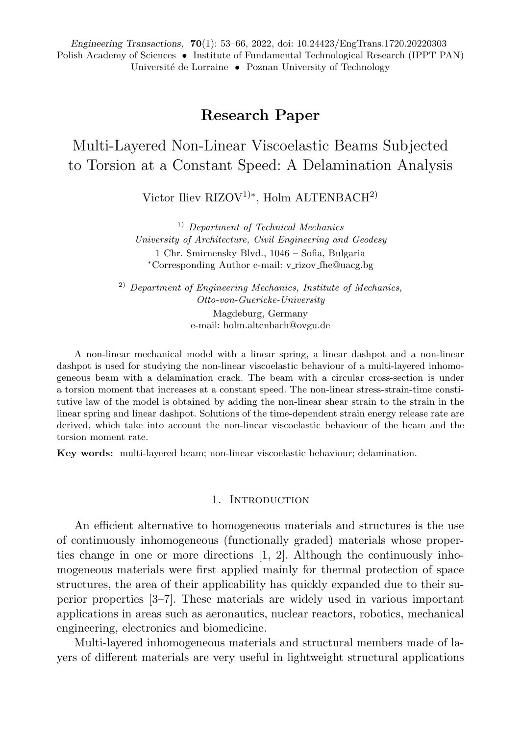*Engineering Transactions*, **70**(1): 53–66, 2022, doi: 10.24423/EngTrans.1720.20220303
Polish Academy of Sciences • Institute of Fundamental Technological Research (IPPT PAN)
Université de Lorraine • Poznan University of Technology

## Research Paper

# Multi-Layered Non-Linear Viscoelastic Beams Subjected to Torsion at a Constant Speed: A Delamination Analysis

Victor Iliev RIZOV[1)*], Holm ALTENBACH[2)]

[1)] *Department of Technical Mechanics*
*University of Architecture, Civil Engineering and Geodesy*
1 Chr. Smirnensky Blvd., 1046 – Sofia, Bulgaria
*Corresponding Author e-mail: v_rizov_fhe@uacg.bg

[2)] *Department of Engineering Mechanics, Institute of Mechanics,*
*Otto-von-Guericke-University*
Magdeburg, Germany
e-mail: holm.altenbach@ovgu.de

A non-linear mechanical model with a linear spring, a linear dashpot and a non-linear dashpot is used for studying the non-linear viscoelastic behaviour of a multi-layered inhomogeneous beam with a delamination crack. The beam with a circular cross-section is under a torsion moment that increases at a constant speed. The non-linear stress-strain-time constitutive law of the model is obtained by adding the non-linear shear strain to the strain in the linear spring and linear dashpot. Solutions of the time-dependent strain energy release rate are derived, which take into account the non-linear viscoelastic behaviour of the beam and the torsion moment rate.

**Key words:** multi-layered beam; non-linear viscoelastic behaviour; delamination.

## 1. Introduction

An efficient alternative to homogeneous materials and structures is the use of continuously inhomogeneous (functionally graded) materials whose properties change in one or more directions [1, 2]. Although the continuously inhomogeneous materials were first applied mainly for thermal protection of space structures, the area of their applicability has quickly expanded due to their superior properties [3–7]. These materials are widely used in various important applications in areas such as aeronautics, nuclear reactors, robotics, mechanical engineering, electronics and biomedicine.

Multi-layered inhomogeneous materials and structural members made of layers of different materials are very useful in lightweight structural applications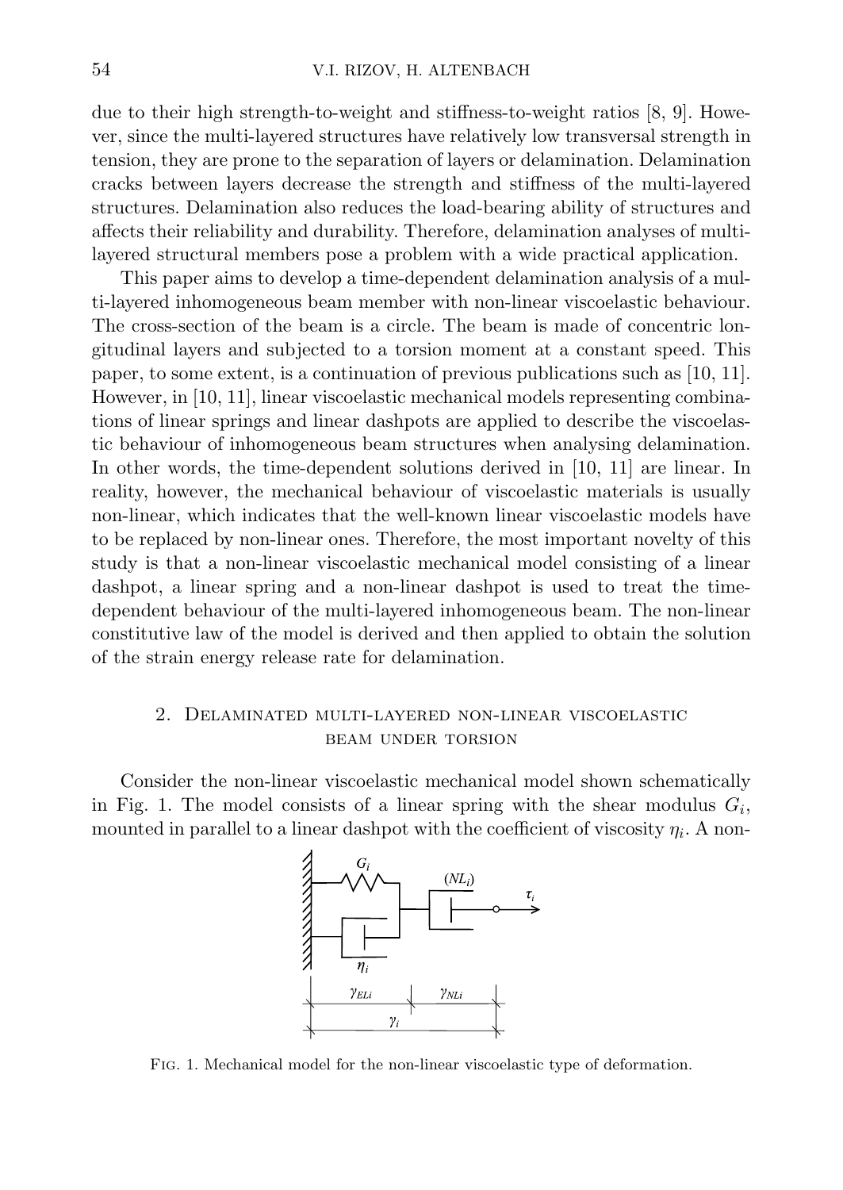due to their high strength-to-weight and stiffness-to-weight ratios [8, 9]. However, since the multi-layered structures have relatively low transversal strength in tension, they are prone to the separation of layers or delamination. Delamination cracks between layers decrease the strength and stiffness of the multi-layered structures. Delamination also reduces the load-bearing ability of structures and affects their reliability and durability. Therefore, delamination analyses of multi-layered structural members pose a problem with a wide practical application.

This paper aims to develop a time-dependent delamination analysis of a multi-layered inhomogeneous beam member with non-linear viscoelastic behaviour. The cross-section of the beam is a circle. The beam is made of concentric longitudinal layers and subjected to a torsion moment at a constant speed. This paper, to some extent, is a continuation of previous publications such as [10, 11]. However, in [10, 11], linear viscoelastic mechanical models representing combinations of linear springs and linear dashpots are applied to describe the viscoelastic behaviour of inhomogeneous beam structures when analysing delamination. In other words, the time-dependent solutions derived in [10, 11] are linear. In reality, however, the mechanical behaviour of viscoelastic materials is usually non-linear, which indicates that the well-known linear viscoelastic models have to be replaced by non-linear ones. Therefore, the most important novelty of this study is that a non-linear viscoelastic mechanical model consisting of a linear dashpot, a linear spring and a non-linear dashpot is used to treat the time-dependent behaviour of the multi-layered inhomogeneous beam. The non-linear constitutive law of the model is derived and then applied to obtain the solution of the strain energy release rate for delamination.

## 2. Delaminated multi-layered non-linear viscoelastic beam under torsion

Consider the non-linear viscoelastic mechanical model shown schematically in Fig. 1. The model consists of a linear spring with the shear modulus $G_i$, mounted in parallel to a linear dashpot with the coefficient of viscosity $\eta_i$. A non-

Fig. 1. Mechanical model for the non-linear viscoelastic type of deformation.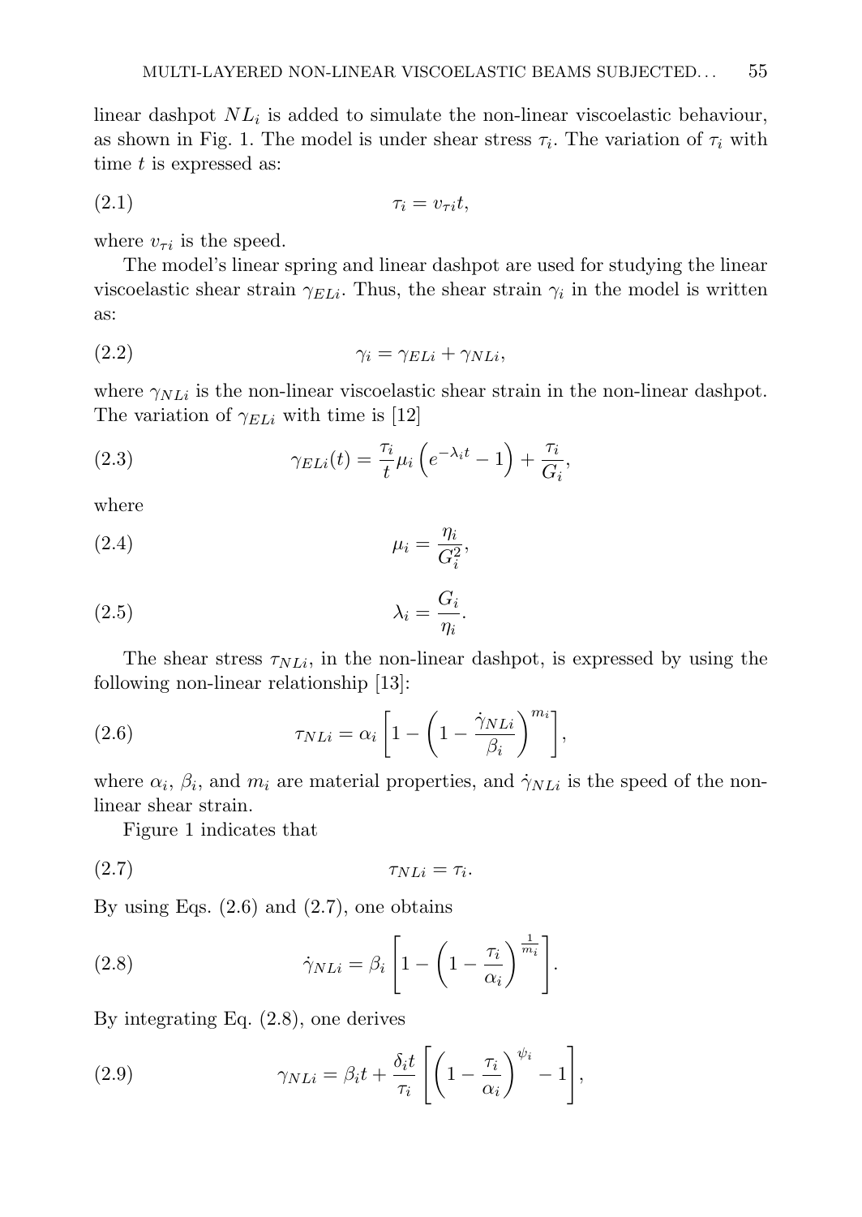linear dashpot $NL_i$ is added to simulate the non-linear viscoelastic behaviour, as shown in Fig. 1. The model is under shear stress $\tau_i$. The variation of $\tau_i$ with time $t$ is expressed as:

$$\tau_i = v_{\tau i} t, \tag{2.1}$$

where $v_{\tau i}$ is the speed.

The model's linear spring and linear dashpot are used for studying the linear viscoelastic shear strain $\gamma_{ELi}$. Thus, the shear strain $\gamma_i$ in the model is written as:

$$\gamma_i = \gamma_{ELi} + \gamma_{NLi}, \tag{2.2}$$

where $\gamma_{NLi}$ is the non-linear viscoelastic shear strain in the non-linear dashpot. The variation of $\gamma_{ELi}$ with time is [12]

$$\gamma_{ELi}(t) = \frac{\tau_i}{t} \mu_i \left( e^{-\lambda_i t} - 1 \right) + \frac{\tau_i}{G_i}, \tag{2.3}$$

where

$$\mu_i = \frac{\eta_i}{G_i^2}, \tag{2.4}$$

$$\lambda_i = \frac{G_i}{\eta_i}. \tag{2.5}$$

The shear stress $\tau_{NLi}$, in the non-linear dashpot, is expressed by using the following non-linear relationship [13]:

$$\tau_{NLi} = \alpha_i \left[ 1 - \left( 1 - \frac{\dot{\gamma}_{NLi}}{\beta_i} \right)^{m_i} \right], \tag{2.6}$$

where $\alpha_i$, $\beta_i$, and $m_i$ are material properties, and $\dot{\gamma}_{NLi}$ is the speed of the non-linear shear strain.

Figure 1 indicates that

$$\tau_{NLi} = \tau_i. \tag{2.7}$$

By using Eqs. (2.6) and (2.7), one obtains

$$\dot{\gamma}_{NLi} = \beta_i \left[ 1 - \left( 1 - \frac{\tau_i}{\alpha_i} \right)^{\frac{1}{m_i}} \right]. \tag{2.8}$$

By integrating Eq. (2.8), one derives

$$\gamma_{NLi} = \beta_i t + \frac{\delta_i t}{\tau_i} \left[ \left( 1 - \frac{\tau_i}{\alpha_i} \right)^{\psi_i} - 1 \right], \tag{2.9}$$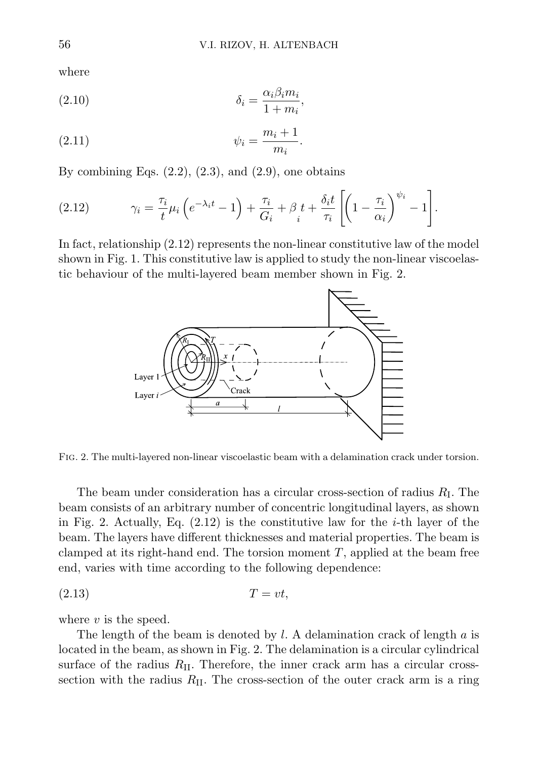where

$$\delta_i = \frac{\alpha_i \beta_i m_i}{1 + m_i}, \tag{2.10}$$

$$\psi_i = \frac{m_i + 1}{m_i}. \tag{2.11}$$

By combining Eqs. (2.2), (2.3), and (2.9), one obtains

$$\gamma_i = \frac{\tau_i}{t}\mu_i \left(e^{-\lambda_i t} - 1\right) + \frac{\tau_i}{G_i} + \beta_i t + \frac{\delta_i t}{\tau_i}\left[\left(1 - \frac{\tau_i}{\alpha_i}\right)^{\psi_i} - 1\right]. \tag{2.12}$$

In fact, relationship (2.12) represents the non-linear constitutive law of the model shown in Fig. 1. This constitutive law is applied to study the non-linear viscoelastic behaviour of the multi-layered beam member shown in Fig. 2.

Fig. 2. The multi-layered non-linear viscoelastic beam with a delamination crack under torsion.

The beam under consideration has a circular cross-section of radius $R_{\mathrm{I}}$. The beam consists of an arbitrary number of concentric longitudinal layers, as shown in Fig. 2. Actually, Eq. (2.12) is the constitutive law for the $i$-th layer of the beam. The layers have different thicknesses and material properties. The beam is clamped at its right-hand end. The torsion moment $T$, applied at the beam free end, varies with time according to the following dependence:

$$T = vt, \tag{2.13}$$

where $v$ is the speed.

The length of the beam is denoted by $l$. A delamination crack of length $a$ is located in the beam, as shown in Fig. 2. The delamination is a circular cylindrical surface of the radius $R_{\mathrm{II}}$. Therefore, the inner crack arm has a circular cross-section with the radius $R_{\mathrm{II}}$. The cross-section of the outer crack arm is a ring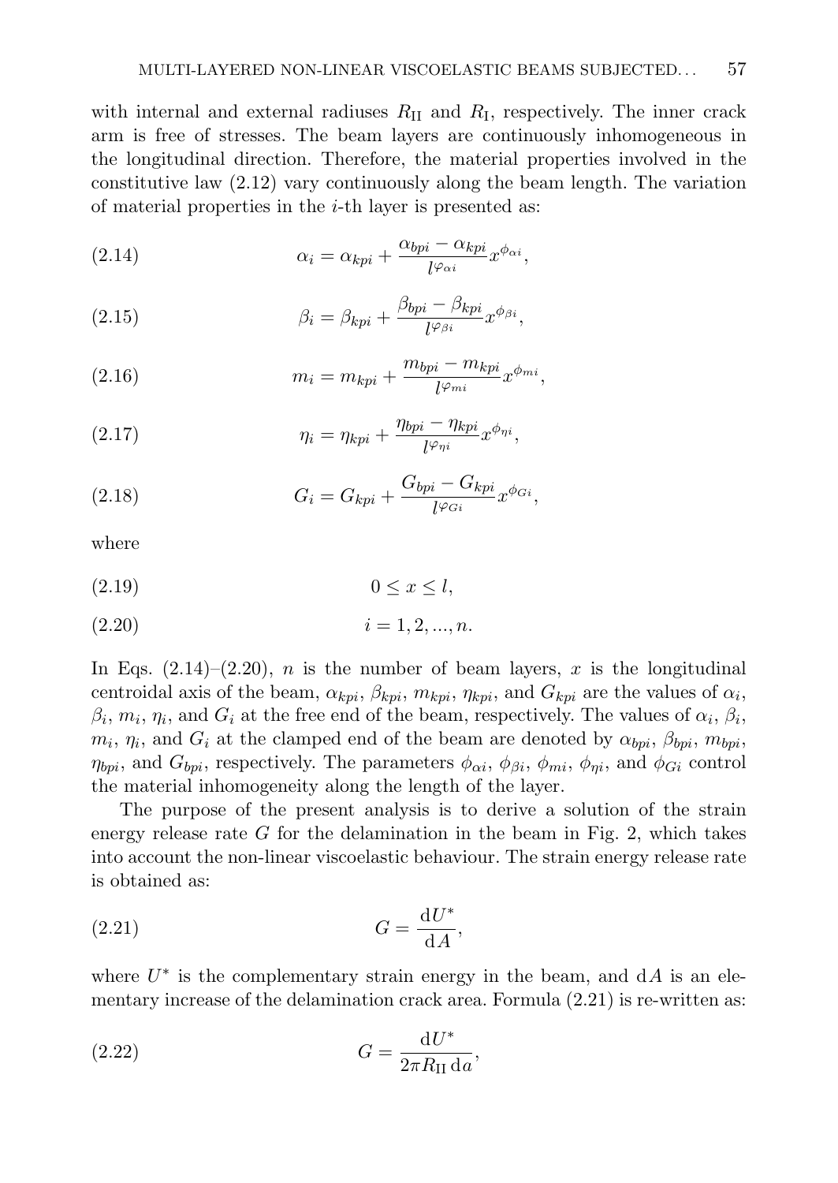with internal and external radiuses $R_{\text{II}}$ and $R_{\text{I}}$, respectively. The inner crack arm is free of stresses. The beam layers are continuously inhomogeneous in the longitudinal direction. Therefore, the material properties involved in the constitutive law (2.12) vary continuously along the beam length. The variation of material properties in the $i$-th layer is presented as:

$$\alpha_i = \alpha_{kpi} + \frac{\alpha_{bpi} - \alpha_{kpi}}{l^{\varphi_{\alpha i}}} x^{\phi_{\alpha i}}, \tag{2.14}$$

$$\beta_i = \beta_{kpi} + \frac{\beta_{bpi} - \beta_{kpi}}{l^{\varphi_{\beta i}}} x^{\phi_{\beta i}}, \tag{2.15}$$

$$m_i = m_{kpi} + \frac{m_{bpi} - m_{kpi}}{l^{\varphi_{mi}}} x^{\phi_{mi}}, \tag{2.16}$$

$$\eta_i = \eta_{kpi} + \frac{\eta_{bpi} - \eta_{kpi}}{l^{\varphi_{\eta i}}} x^{\phi_{\eta i}}, \tag{2.17}$$

$$G_i = G_{kpi} + \frac{G_{bpi} - G_{kpi}}{l^{\varphi_{Gi}}} x^{\phi_{Gi}}, \tag{2.18}$$

where

$$0 \leq x \leq l, \tag{2.19}$$

$$i = 1, 2, ..., n. \tag{2.20}$$

In Eqs. (2.14)–(2.20), $n$ is the number of beam layers, $x$ is the longitudinal centroidal axis of the beam, $\alpha_{kpi}$, $\beta_{kpi}$, $m_{kpi}$, $\eta_{kpi}$, and $G_{kpi}$ are the values of $\alpha_i$, $\beta_i$, $m_i$, $\eta_i$, and $G_i$ at the free end of the beam, respectively. The values of $\alpha_i$, $\beta_i$, $m_i$, $\eta_i$, and $G_i$ at the clamped end of the beam are denoted by $\alpha_{bpi}$, $\beta_{bpi}$, $m_{bpi}$, $\eta_{bpi}$, and $G_{bpi}$, respectively. The parameters $\phi_{\alpha i}$, $\phi_{\beta i}$, $\phi_{mi}$, $\phi_{\eta i}$, and $\phi_{Gi}$ control the material inhomogeneity along the length of the layer.

The purpose of the present analysis is to derive a solution of the strain energy release rate $G$ for the delamination in the beam in Fig. 2, which takes into account the non-linear viscoelastic behaviour. The strain energy release rate is obtained as:

$$G = \frac{\mathrm{d}U^*}{\mathrm{d}A}, \tag{2.21}$$

where $U^*$ is the complementary strain energy in the beam, and $\mathrm{d}A$ is an elementary increase of the delamination crack area. Formula (2.21) is re-written as:

$$G = \frac{\mathrm{d}U^*}{2\pi R_{\text{II}}\,\mathrm{d}a}, \tag{2.22}$$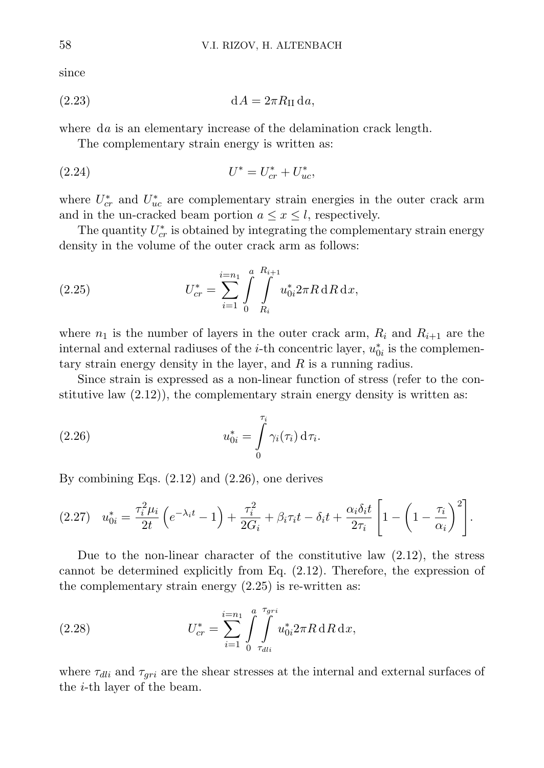since

$$dA = 2\pi R_{\mathrm{II}}\, da, \tag{2.23}$$

where $da$ is an elementary increase of the delamination crack length.

The complementary strain energy is written as:

$$U^* = U^*_{cr} + U^*_{uc}, \tag{2.24}$$

where $U^*_{cr}$ and $U^*_{uc}$ are complementary strain energies in the outer crack arm and in the un-cracked beam portion $a \le x \le l$, respectively.

The quantity $U^*_{cr}$ is obtained by integrating the complementary strain energy density in the volume of the outer crack arm as follows:

$$U^*_{cr} = \sum_{i=1}^{i=n_1} \int_0^a \int_{R_i}^{R_{i+1}} u^*_{0i} 2\pi R \, dR \, dx, \tag{2.25}$$

where $n_1$ is the number of layers in the outer crack arm, $R_i$ and $R_{i+1}$ are the internal and external radiuses of the $i$-th concentric layer, $u^*_{0i}$ is the complementary strain energy density in the layer, and $R$ is a running radius.

Since strain is expressed as a non-linear function of stress (refer to the constitutive law (2.12)), the complementary strain energy density is written as:

$$u^*_{0i} = \int_0^{\tau_i} \gamma_i(\tau_i)\, d\tau_i. \tag{2.26}$$

By combining Eqs. (2.12) and (2.26), one derives

$$u^*_{0i} = \frac{\tau_i^2 \mu_i}{2t}\left(e^{-\lambda_i t} - 1\right) + \frac{\tau_i^2}{2G_i} + \beta_i \tau_i t - \delta_i t + \frac{\alpha_i \delta_i t}{2\tau_i}\left[1 - \left(1 - \frac{\tau_i}{\alpha_i}\right)^2\right]. \tag{2.27}$$

Due to the non-linear character of the constitutive law (2.12), the stress cannot be determined explicitly from Eq. (2.12). Therefore, the expression of the complementary strain energy (2.25) is re-written as:

$$U^*_{cr} = \sum_{i=1}^{i=n_1} \int_0^a \int_{\tau_{dli}}^{\tau_{gri}} u^*_{0i} 2\pi R \, dR \, dx, \tag{2.28}$$

where $\tau_{dli}$ and $\tau_{gri}$ are the shear stresses at the internal and external surfaces of the $i$-th layer of the beam.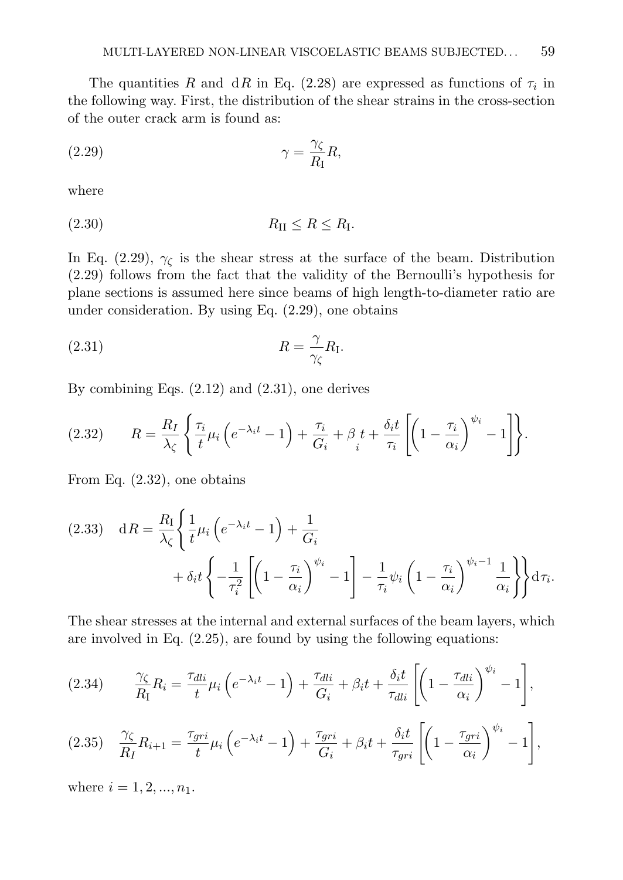The quantities $R$ and $\mathrm{d}R$ in Eq. (2.28) are expressed as functions of $\tau_i$ in the following way. First, the distribution of the shear strains in the cross-section of the outer crack arm is found as:

$$\gamma = \frac{\gamma_\zeta}{R_\mathrm{I}} R, \tag{2.29}$$

where

$$R_\mathrm{II} \leq R \leq R_\mathrm{I}. \tag{2.30}$$

In Eq. (2.29), $\gamma_\zeta$ is the shear stress at the surface of the beam. Distribution (2.29) follows from the fact that the validity of the Bernoulli's hypothesis for plane sections is assumed here since beams of high length-to-diameter ratio are under consideration. By using Eq. (2.29), one obtains

$$R = \frac{\gamma}{\gamma_\zeta} R_\mathrm{I}. \tag{2.31}$$

By combining Eqs. (2.12) and (2.31), one derives

$$R = \frac{R_I}{\lambda_\zeta} \left\{ \frac{\tau_i}{t} \mu_i \left( e^{-\lambda_i t} - 1 \right) + \frac{\tau_i}{G_i} + \underset{i}{\beta}\, t + \frac{\delta_i t}{\tau_i} \left[ \left( 1 - \frac{\tau_i}{\alpha_i} \right)^{\psi_i} - 1 \right] \right\}. \tag{2.32}$$

From Eq. (2.32), one obtains

$$\begin{aligned} \mathrm{d}R = \frac{R_\mathrm{I}}{\lambda_\zeta} \Bigg\{ & \frac{1}{t} \mu_i \left( e^{-\lambda_i t} - 1 \right) + \frac{1}{G_i} \\ & + \delta_i t \left\{ -\frac{1}{\tau_i^2} \left[ \left( 1 - \frac{\tau_i}{\alpha_i} \right)^{\psi_i} - 1 \right] - \frac{1}{\tau_i} \psi_i \left( 1 - \frac{\tau_i}{\alpha_i} \right)^{\psi_i - 1} \frac{1}{\alpha_i} \right\} \Bigg\} \mathrm{d}\tau_i. \end{aligned} \tag{2.33}$$

The shear stresses at the internal and external surfaces of the beam layers, which are involved in Eq. (2.25), are found by using the following equations:

$$\frac{\gamma_\zeta}{R_\mathrm{I}} R_i = \frac{\tau_{dli}}{t} \mu_i \left( e^{-\lambda_i t} - 1 \right) + \frac{\tau_{dli}}{G_i} + \beta_i t + \frac{\delta_i t}{\tau_{dli}} \left[ \left( 1 - \frac{\tau_{dli}}{\alpha_i} \right)^{\psi_i} - 1 \right], \tag{2.34}$$

$$\frac{\gamma_\zeta}{R_I} R_{i+1} = \frac{\tau_{gri}}{t} \mu_i \left( e^{-\lambda_i t} - 1 \right) + \frac{\tau_{gri}}{G_i} + \beta_i t + \frac{\delta_i t}{\tau_{gri}} \left[ \left( 1 - \frac{\tau_{gri}}{\alpha_i} \right)^{\psi_i} - 1 \right], \tag{2.35}$$

where $i = 1, 2, ..., n_1$.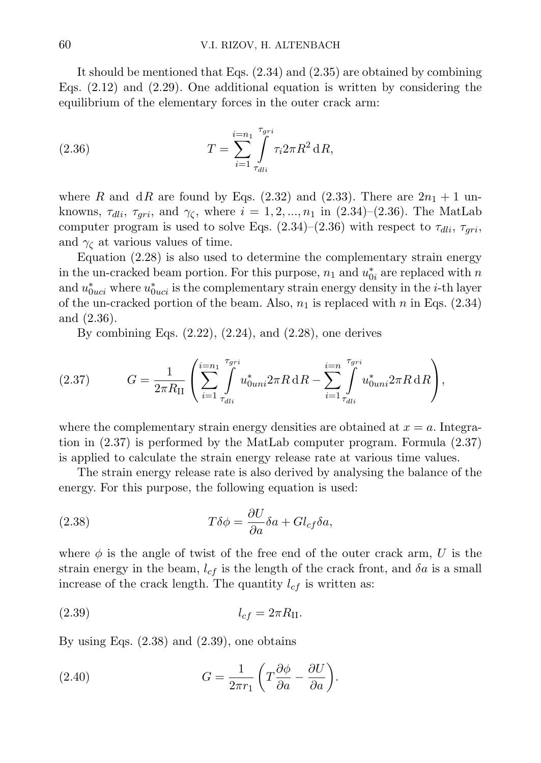It should be mentioned that Eqs. (2.34) and (2.35) are obtained by combining Eqs. (2.12) and (2.29). One additional equation is written by considering the equilibrium of the elementary forces in the outer crack arm:

$$T = \sum_{i=1}^{i=n_1} \int_{\tau_{dli}}^{\tau_{gri}} \tau_i 2\pi R^2 \, \mathrm{d}R, \tag{2.36}$$

where $R$ and $\mathrm{d}R$ are found by Eqs. (2.32) and (2.33). There are $2n_1 + 1$ unknowns, $\tau_{dli}$, $\tau_{gri}$, and $\gamma_\zeta$, where $i = 1, 2, ..., n_1$ in (2.34)–(2.36). The MatLab computer program is used to solve Eqs. (2.34)–(2.36) with respect to $\tau_{dli}$, $\tau_{gri}$, and $\gamma_\zeta$ at various values of time.

Equation (2.28) is also used to determine the complementary strain energy in the un-cracked beam portion. For this purpose, $n_1$ and $u^*_{0i}$ are replaced with $n$ and $u^*_{0uci}$ where $u^*_{0uci}$ is the complementary strain energy density in the $i$-th layer of the un-cracked portion of the beam. Also, $n_1$ is replaced with $n$ in Eqs. (2.34) and (2.36).

By combining Eqs. (2.22), (2.24), and (2.28), one derives

$$G = \frac{1}{2\pi R_{\mathrm{II}}} \left( \sum_{i=1}^{i=n_1} \int_{\tau_{dli}}^{\tau_{gri}} u^*_{0uni} 2\pi R \, \mathrm{d}R - \sum_{i=1}^{i=n} \int_{\tau_{dli}}^{\tau_{gri}} u^*_{0uni} 2\pi R \, \mathrm{d}R \right), \tag{2.37}$$

where the complementary strain energy densities are obtained at $x = a$. Integration in (2.37) is performed by the MatLab computer program. Formula (2.37) is applied to calculate the strain energy release rate at various time values.

The strain energy release rate is also derived by analysing the balance of the energy. For this purpose, the following equation is used:

$$T\delta\phi = \frac{\partial U}{\partial a}\delta a + G l_{cf} \delta a, \tag{2.38}$$

where $\phi$ is the angle of twist of the free end of the outer crack arm, $U$ is the strain energy in the beam, $l_{cf}$ is the length of the crack front, and $\delta a$ is a small increase of the crack length. The quantity $l_{cf}$ is written as:

$$l_{cf} = 2\pi R_{\mathrm{II}}. \tag{2.39}$$

By using Eqs. (2.38) and (2.39), one obtains

$$G = \frac{1}{2\pi r_1} \left( T\frac{\partial \phi}{\partial a} - \frac{\partial U}{\partial a} \right). \tag{2.40}$$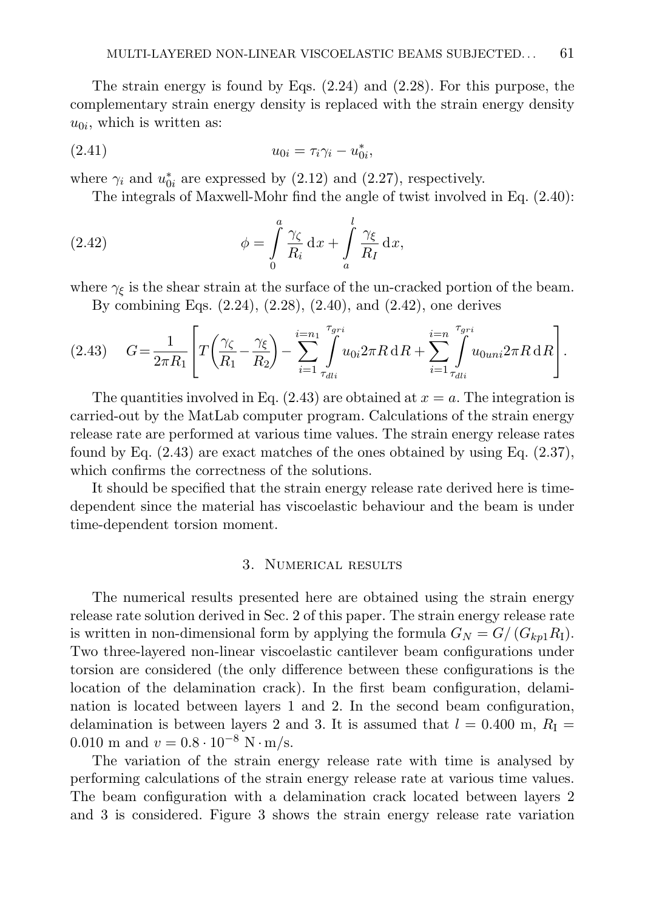The strain energy is found by Eqs. (2.24) and (2.28). For this purpose, the complementary strain energy density is replaced with the strain energy density $u_{0i}$, which is written as:

$$u_{0i} = \tau_i \gamma_i - u_{0i}^*, \tag{2.41}$$

where $\gamma_i$ and $u_{0i}^*$ are expressed by (2.12) and (2.27), respectively.

The integrals of Maxwell-Mohr find the angle of twist involved in Eq. (2.40):

$$\phi = \int_0^a \frac{\gamma_\zeta}{R_i}\,\mathrm{d}x + \int_a^l \frac{\gamma_\xi}{R_I}\,\mathrm{d}x, \tag{2.42}$$

where $\gamma_\xi$ is the shear strain at the surface of the un-cracked portion of the beam.

By combining Eqs. (2.24), (2.28), (2.40), and (2.42), one derives

$$G = \frac{1}{2\pi R_1}\left[T\left(\frac{\gamma_\zeta}{R_1} - \frac{\gamma_\xi}{R_2}\right) - \sum_{i=1}^{i=n_1}\int_{\tau_{dli}}^{\tau_{gri}} u_{0i} 2\pi R\,\mathrm{d}R + \sum_{i=1}^{i=n}\int_{\tau_{dli}}^{\tau_{gri}} u_{0uni} 2\pi R\,\mathrm{d}R\right]. \tag{2.43}$$

The quantities involved in Eq. (2.43) are obtained at $x = a$. The integration is carried-out by the MatLab computer program. Calculations of the strain energy release rate are performed at various time values. The strain energy release rates found by Eq. (2.43) are exact matches of the ones obtained by using Eq. (2.37), which confirms the correctness of the solutions.

It should be specified that the strain energy release rate derived here is time-dependent since the material has viscoelastic behaviour and the beam is under time-dependent torsion moment.

## 3. Numerical results

The numerical results presented here are obtained using the strain energy release rate solution derived in Sec. 2 of this paper. The strain energy release rate is written in non-dimensional form by applying the formula $G_N = G/(G_{kp1} R_\mathrm{I})$. Two three-layered non-linear viscoelastic cantilever beam configurations under torsion are considered (the only difference between these configurations is the location of the delamination crack). In the first beam configuration, delamination is located between layers 1 and 2. In the second beam configuration, delamination is between layers 2 and 3. It is assumed that $l = 0.400$ m, $R_\mathrm{I} = 0.010$ m and $v = 0.8 \cdot 10^{-8}$ N·m/s.

The variation of the strain energy release rate with time is analysed by performing calculations of the strain energy release rate at various time values. The beam configuration with a delamination crack located between layers 2 and 3 is considered. Figure 3 shows the strain energy release rate variation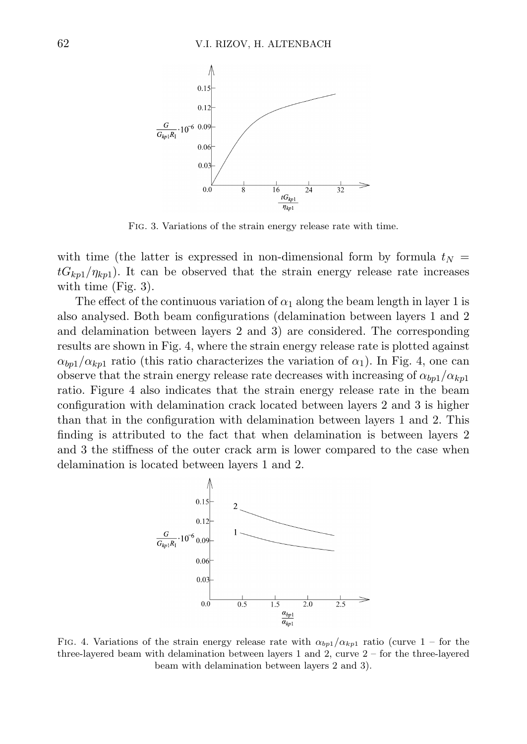Fig. 3. Variations of the strain energy release rate with time.

with time (the latter is expressed in non-dimensional form by formula $t_N = tG_{kp1}/\eta_{kp1}$). It can be observed that the strain energy release rate increases with time (Fig. 3).

The effect of the continuous variation of $\alpha_1$ along the beam length in layer 1 is also analysed. Both beam configurations (delamination between layers 1 and 2 and delamination between layers 2 and 3) are considered. The corresponding results are shown in Fig. 4, where the strain energy release rate is plotted against $\alpha_{bp1}/\alpha_{kp1}$ ratio (this ratio characterizes the variation of $\alpha_1$). In Fig. 4, one can observe that the strain energy release rate decreases with increasing of $\alpha_{bp1}/\alpha_{kp1}$ ratio. Figure 4 also indicates that the strain energy release rate in the beam configuration with delamination crack located between layers 2 and 3 is higher than that in the configuration with delamination between layers 1 and 2. This finding is attributed to the fact that when delamination is between layers 2 and 3 the stiffness of the outer crack arm is lower compared to the case when delamination is located between layers 1 and 2.

Fig. 4. Variations of the strain energy release rate with $\alpha_{bp1}/\alpha_{kp1}$ ratio (curve 1 – for the three-layered beam with delamination between layers 1 and 2, curve 2 – for the three-layered beam with delamination between layers 2 and 3).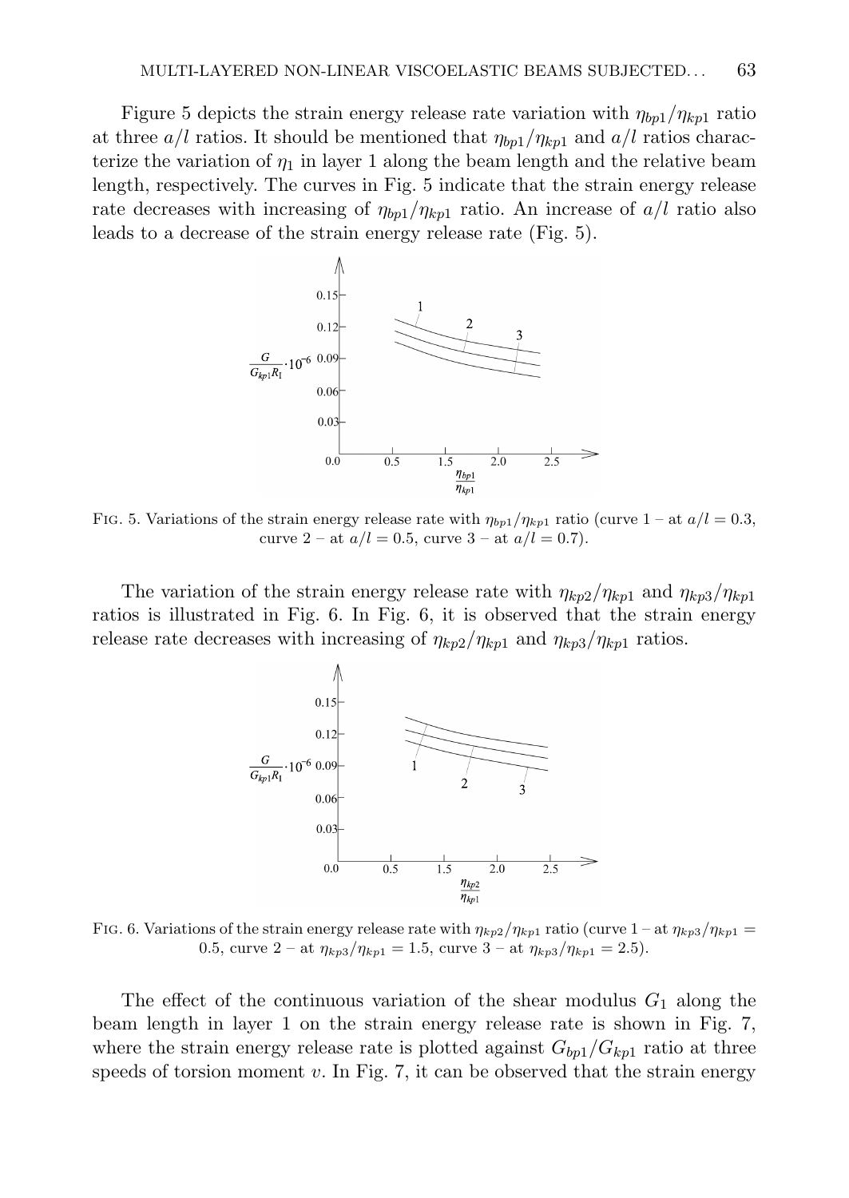Figure 5 depicts the strain energy release rate variation with $\eta_{bp1}/\eta_{kp1}$ ratio at three $a/l$ ratios. It should be mentioned that $\eta_{bp1}/\eta_{kp1}$ and $a/l$ ratios characterize the variation of $\eta_1$ in layer 1 along the beam length and the relative beam length, respectively. The curves in Fig. 5 indicate that the strain energy release rate decreases with increasing of $\eta_{bp1}/\eta_{kp1}$ ratio. An increase of $a/l$ ratio also leads to a decrease of the strain energy release rate (Fig. 5).

Fig. 5. Variations of the strain energy release rate with $\eta_{bp1}/\eta_{kp1}$ ratio (curve 1 – at $a/l = 0.3$, curve 2 – at $a/l = 0.5$, curve 3 – at $a/l = 0.7$).

The variation of the strain energy release rate with $\eta_{kp2}/\eta_{kp1}$ and $\eta_{kp3}/\eta_{kp1}$ ratios is illustrated in Fig. 6. In Fig. 6, it is observed that the strain energy release rate decreases with increasing of $\eta_{kp2}/\eta_{kp1}$ and $\eta_{kp3}/\eta_{kp1}$ ratios.

Fig. 6. Variations of the strain energy release rate with $\eta_{kp2}/\eta_{kp1}$ ratio (curve 1 – at $\eta_{kp3}/\eta_{kp1} = 0.5$, curve 2 – at $\eta_{kp3}/\eta_{kp1} = 1.5$, curve 3 – at $\eta_{kp3}/\eta_{kp1} = 2.5$).

The effect of the continuous variation of the shear modulus $G_1$ along the beam length in layer 1 on the strain energy release rate is shown in Fig. 7, where the strain energy release rate is plotted against $G_{bp1}/G_{kp1}$ ratio at three speeds of torsion moment $v$. In Fig. 7, it can be observed that the strain energy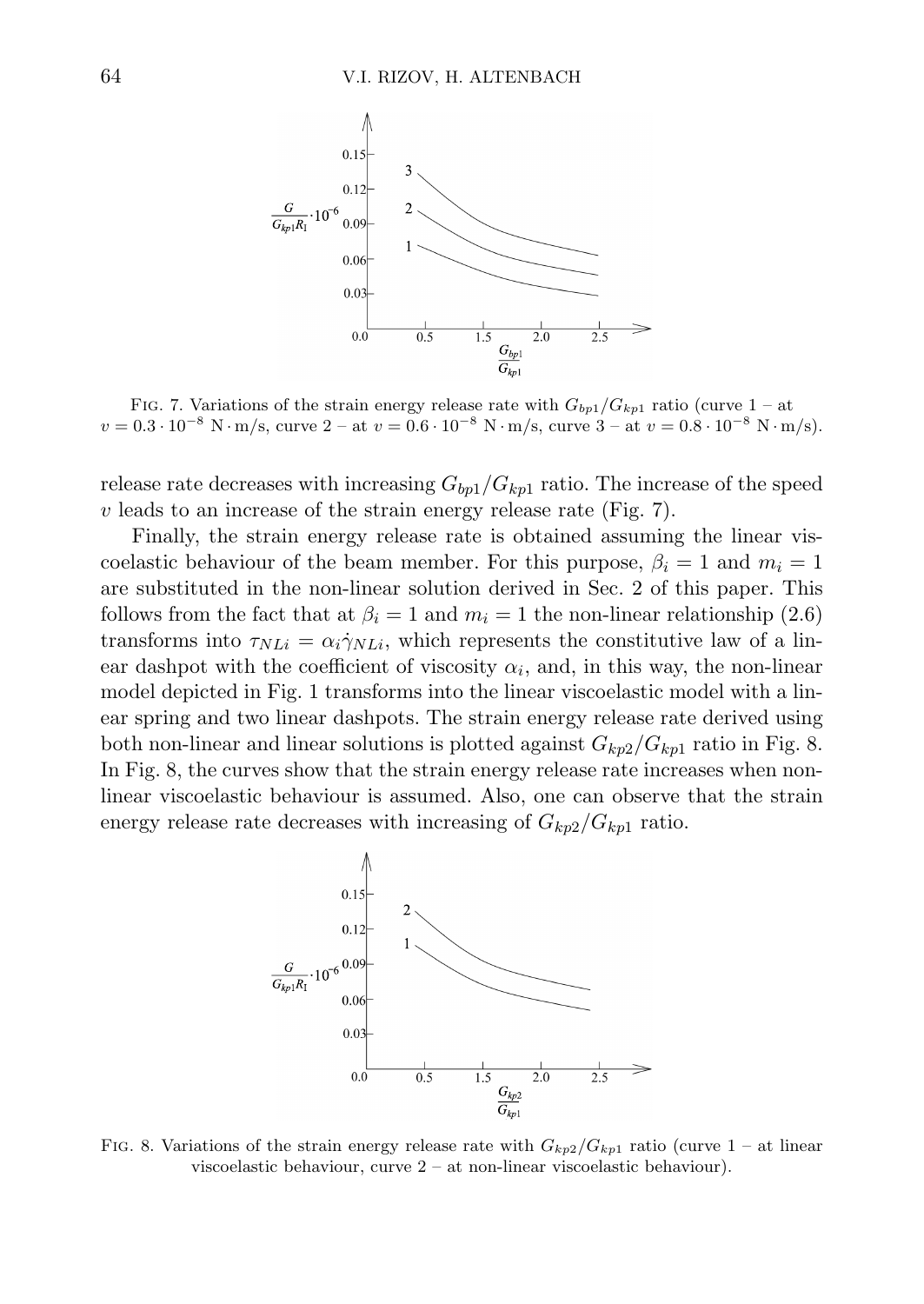FIG. 7. Variations of the strain energy release rate with $G_{bp1}/G_{kp1}$ ratio (curve 1 – at $v = 0.3 \cdot 10^{-8}$ N · m/s, curve 2 – at $v = 0.6 \cdot 10^{-8}$ N · m/s, curve 3 – at $v = 0.8 \cdot 10^{-8}$ N · m/s).

release rate decreases with increasing $G_{bp1}/G_{kp1}$ ratio. The increase of the speed $v$ leads to an increase of the strain energy release rate (Fig. 7).

Finally, the strain energy release rate is obtained assuming the linear viscoelastic behaviour of the beam member. For this purpose, $\beta_i = 1$ and $m_i = 1$ are substituted in the non-linear solution derived in Sec. 2 of this paper. This follows from the fact that at $\beta_i = 1$ and $m_i = 1$ the non-linear relationship (2.6) transforms into $\tau_{NLi} = \alpha_i \dot{\gamma}_{NLi}$, which represents the constitutive law of a linear dashpot with the coefficient of viscosity $\alpha_i$, and, in this way, the non-linear model depicted in Fig. 1 transforms into the linear viscoelastic model with a linear spring and two linear dashpots. The strain energy release rate derived using both non-linear and linear solutions is plotted against $G_{kp2}/G_{kp1}$ ratio in Fig. 8. In Fig. 8, the curves show that the strain energy release rate increases when non-linear viscoelastic behaviour is assumed. Also, one can observe that the strain energy release rate decreases with increasing of $G_{kp2}/G_{kp1}$ ratio.

FIG. 8. Variations of the strain energy release rate with $G_{kp2}/G_{kp1}$ ratio (curve 1 – at linear viscoelastic behaviour, curve 2 – at non-linear viscoelastic behaviour).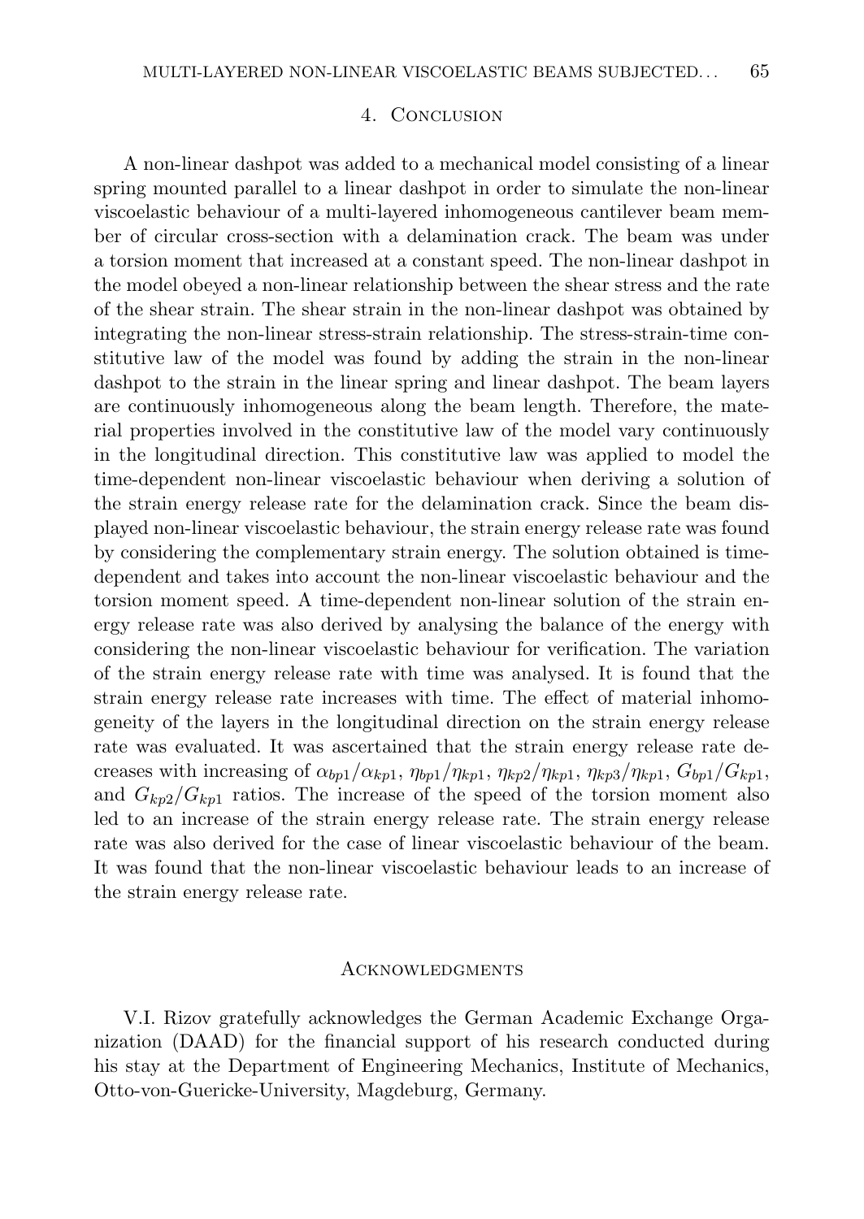## 4. Conclusion

A non-linear dashpot was added to a mechanical model consisting of a linear spring mounted parallel to a linear dashpot in order to simulate the non-linear viscoelastic behaviour of a multi-layered inhomogeneous cantilever beam member of circular cross-section with a delamination crack. The beam was under a torsion moment that increased at a constant speed. The non-linear dashpot in the model obeyed a non-linear relationship between the shear stress and the rate of the shear strain. The shear strain in the non-linear dashpot was obtained by integrating the non-linear stress-strain relationship. The stress-strain-time constitutive law of the model was found by adding the strain in the non-linear dashpot to the strain in the linear spring and linear dashpot. The beam layers are continuously inhomogeneous along the beam length. Therefore, the material properties involved in the constitutive law of the model vary continuously in the longitudinal direction. This constitutive law was applied to model the time-dependent non-linear viscoelastic behaviour when deriving a solution of the strain energy release rate for the delamination crack. Since the beam displayed non-linear viscoelastic behaviour, the strain energy release rate was found by considering the complementary strain energy. The solution obtained is time-dependent and takes into account the non-linear viscoelastic behaviour and the torsion moment speed. A time-dependent non-linear solution of the strain energy release rate was also derived by analysing the balance of the energy with considering the non-linear viscoelastic behaviour for verification. The variation of the strain energy release rate with time was analysed. It is found that the strain energy release rate increases with time. The effect of material inhomogeneity of the layers in the longitudinal direction on the strain energy release rate was evaluated. It was ascertained that the strain energy release rate decreases with increasing of $\alpha_{bp1}/\alpha_{kp1}$, $\eta_{bp1}/\eta_{kp1}$, $\eta_{kp2}/\eta_{kp1}$, $\eta_{kp3}/\eta_{kp1}$, $G_{bp1}/G_{kp1}$, and $G_{kp2}/G_{kp1}$ ratios. The increase of the speed of the torsion moment also led to an increase of the strain energy release rate. The strain energy release rate was also derived for the case of linear viscoelastic behaviour of the beam. It was found that the non-linear viscoelastic behaviour leads to an increase of the strain energy release rate.

## Acknowledgments

V.I. Rizov gratefully acknowledges the German Academic Exchange Organization (DAAD) for the financial support of his research conducted during his stay at the Department of Engineering Mechanics, Institute of Mechanics, Otto-von-Guericke-University, Magdeburg, Germany.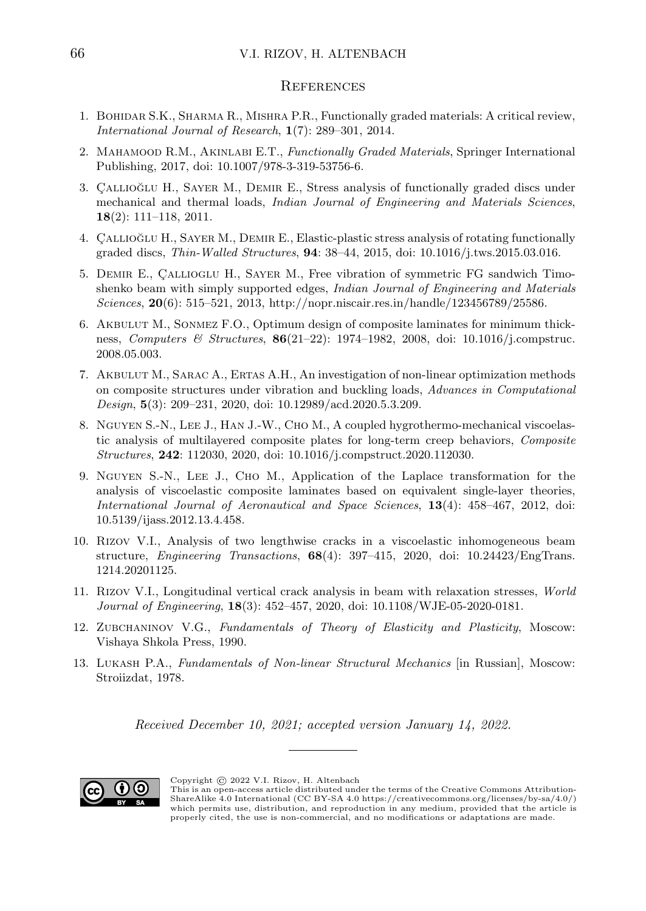## References

1. Bohidar S.K., Sharma R., Mishra P.R., Functionally graded materials: A critical review, *International Journal of Research*, **1**(7): 289–301, 2014.

2. Mahamood R.M., Akinlabi E.T., *Functionally Graded Materials*, Springer International Publishing, 2017, doi: 10.1007/978-3-319-53756-6.

3. Çallioğlu H., Sayer M., Demir E., Stress analysis of functionally graded discs under mechanical and thermal loads, *Indian Journal of Engineering and Materials Sciences*, **18**(2): 111–118, 2011.

4. Çallioğlu H., Sayer M., Demir E., Elastic-plastic stress analysis of rotating functionally graded discs, *Thin-Walled Structures*, **94**: 38–44, 2015, doi: 10.1016/j.tws.2015.03.016.

5. Demir E., Çallioglu H., Sayer M., Free vibration of symmetric FG sandwich Timoshenko beam with simply supported edges, *Indian Journal of Engineering and Materials Sciences*, **20**(6): 515–521, 2013, http://nopr.niscair.res.in/handle/123456789/25586.

6. Akbulut M., Sonmez F.O., Optimum design of composite laminates for minimum thickness, *Computers & Structures*, **86**(21–22): 1974–1982, 2008, doi: 10.1016/j.compstruc.2008.05.003.

7. Akbulut M., Sarac A., Ertas A.H., An investigation of non-linear optimization methods on composite structures under vibration and buckling loads, *Advances in Computational Design*, **5**(3): 209–231, 2020, doi: 10.12989/acd.2020.5.3.209.

8. Nguyen S.-N., Lee J., Han J.-W., Cho M., A coupled hygrothermo-mechanical viscoelastic analysis of multilayered composite plates for long-term creep behaviors, *Composite Structures*, **242**: 112030, 2020, doi: 10.1016/j.compstruct.2020.112030.

9. Nguyen S.-N., Lee J., Cho M., Application of the Laplace transformation for the analysis of viscoelastic composite laminates based on equivalent single-layer theories, *International Journal of Aeronautical and Space Sciences*, **13**(4): 458–467, 2012, doi: 10.5139/ijass.2012.13.4.458.

10. Rizov V.I., Analysis of two lengthwise cracks in a viscoelastic inhomogeneous beam structure, *Engineering Transactions*, **68**(4): 397–415, 2020, doi: 10.24423/EngTrans.1214.20201125.

11. Rizov V.I., Longitudinal vertical crack analysis in beam with relaxation stresses, *World Journal of Engineering*, **18**(3): 452–457, 2020, doi: 10.1108/WJE-05-2020-0181.

12. Zubchaninov V.G., *Fundamentals of Theory of Elasticity and Plasticity*, Moscow: Vishaya Shkola Press, 1990.

13. Lukash P.A., *Fundamentals of Non-linear Structural Mechanics* [in Russian], Moscow: Stroiizdat, 1978.

*Received December 10, 2021; accepted version January 14, 2022.*

Copyright © 2022 V.I. Rizov, H. Altenbach

This is an open-access article distributed under the terms of the Creative Commons Attribution-ShareAlike 4.0 International (CC BY-SA 4.0 https://creativecommons.org/licenses/by-sa/4.0/) which permits use, distribution, and reproduction in any medium, provided that the article is properly cited, the use is non-commercial, and no modifications or adaptations are made.